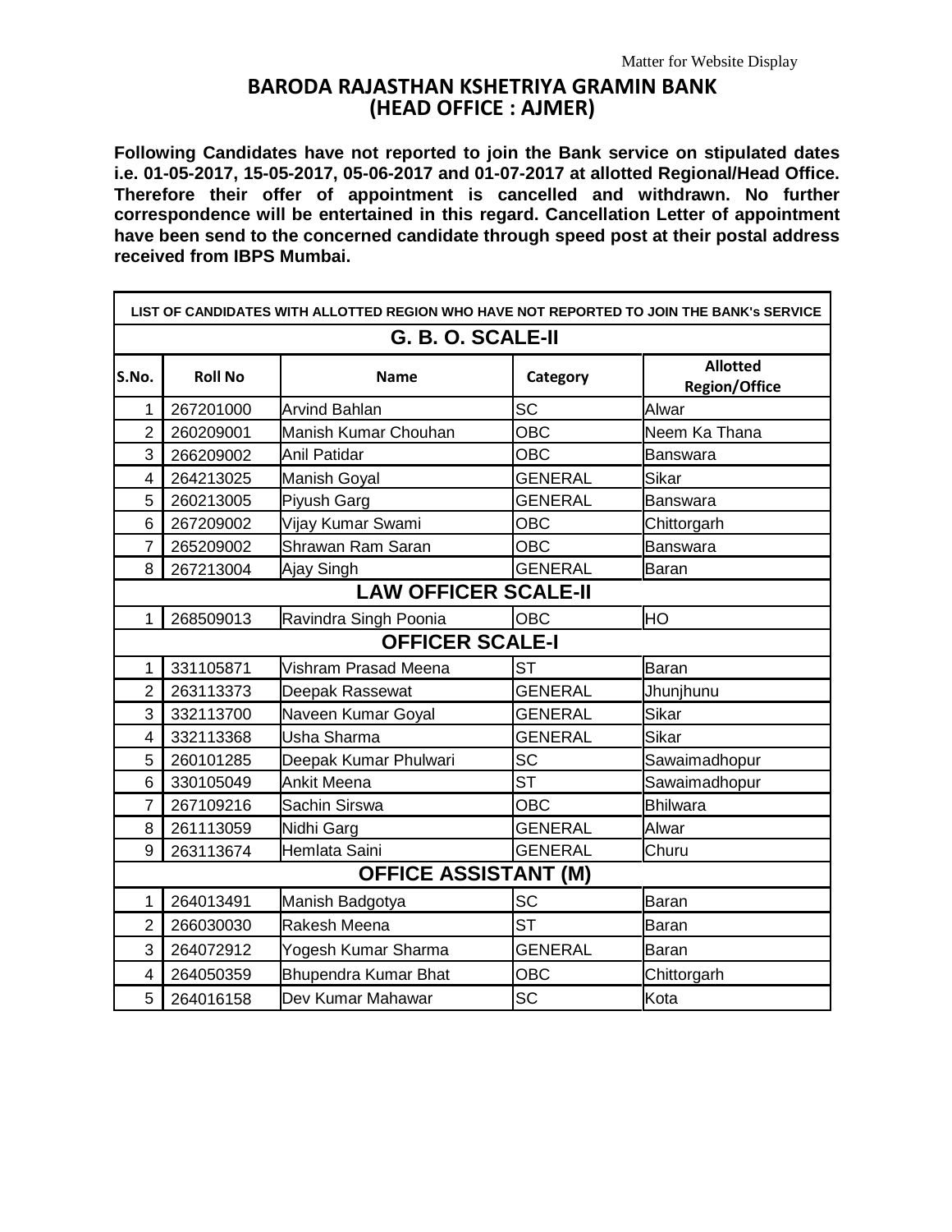Matter for Website Display

# BARODA RAJASTHAN KSHETRIYA GRAMIN BANK
## (HEAD OFFICE : AJMER)

**Following Candidates have not reported to join the Bank service on stipulated dates i.e. 01-05-2017, 15-05-2017, 05-06-2017 and 01-07-2017 at allotted Regional/Head Office. Therefore their offer of appointment is cancelled and withdrawn. No further correspondence will be entertained in this regard. Cancellation Letter of appointment have been send to the concerned candidate through speed post at their postal address received from IBPS Mumbai.**

| LIST OF CANDIDATES WITH ALLOTTED REGION WHO HAVE NOT REPORTED TO JOIN THE BANK's SERVICE | | | | |
|---|---|---|---|---|
| **G. B. O. SCALE-II** | | | | |
| **S.No.** | **Roll No** | **Name** | **Category** | **Allotted Region/Office** |
| 1 | 267201000 | Arvind Bahlan | SC | Alwar |
| 2 | 260209001 | Manish Kumar Chouhan | OBC | Neem Ka Thana |
| 3 | 266209002 | Anil Patidar | OBC | Banswara |
| 4 | 264213025 | Manish Goyal | GENERAL | Sikar |
| 5 | 260213005 | Piyush Garg | GENERAL | Banswara |
| 6 | 267209002 | Vijay Kumar Swami | OBC | Chittorgarh |
| 7 | 265209002 | Shrawan Ram Saran | OBC | Banswara |
| 8 | 267213004 | Ajay Singh | GENERAL | Baran |
| **LAW OFFICER SCALE-II** | | | | |
| 1 | 268509013 | Ravindra Singh Poonia | OBC | HO |
| **OFFICER SCALE-I** | | | | |
| 1 | 331105871 | Vishram Prasad Meena | ST | Baran |
| 2 | 263113373 | Deepak Rassewat | GENERAL | Jhunjhunu |
| 3 | 332113700 | Naveen Kumar Goyal | GENERAL | Sikar |
| 4 | 332113368 | Usha Sharma | GENERAL | Sikar |
| 5 | 260101285 | Deepak Kumar Phulwari | SC | Sawaimadhopur |
| 6 | 330105049 | Ankit Meena | ST | Sawaimadhopur |
| 7 | 267109216 | Sachin Sirswa | OBC | Bhilwara |
| 8 | 261113059 | Nidhi Garg | GENERAL | Alwar |
| 9 | 263113674 | Hemlata Saini | GENERAL | Churu |
| **OFFICE ASSISTANT (M)** | | | | |
| 1 | 264013491 | Manish Badgotya | SC | Baran |
| 2 | 266030030 | Rakesh Meena | ST | Baran |
| 3 | 264072912 | Yogesh Kumar Sharma | GENERAL | Baran |
| 4 | 264050359 | Bhupendra Kumar Bhat | OBC | Chittorgarh |
| 5 | 264016158 | Dev Kumar Mahawar | SC | Kota |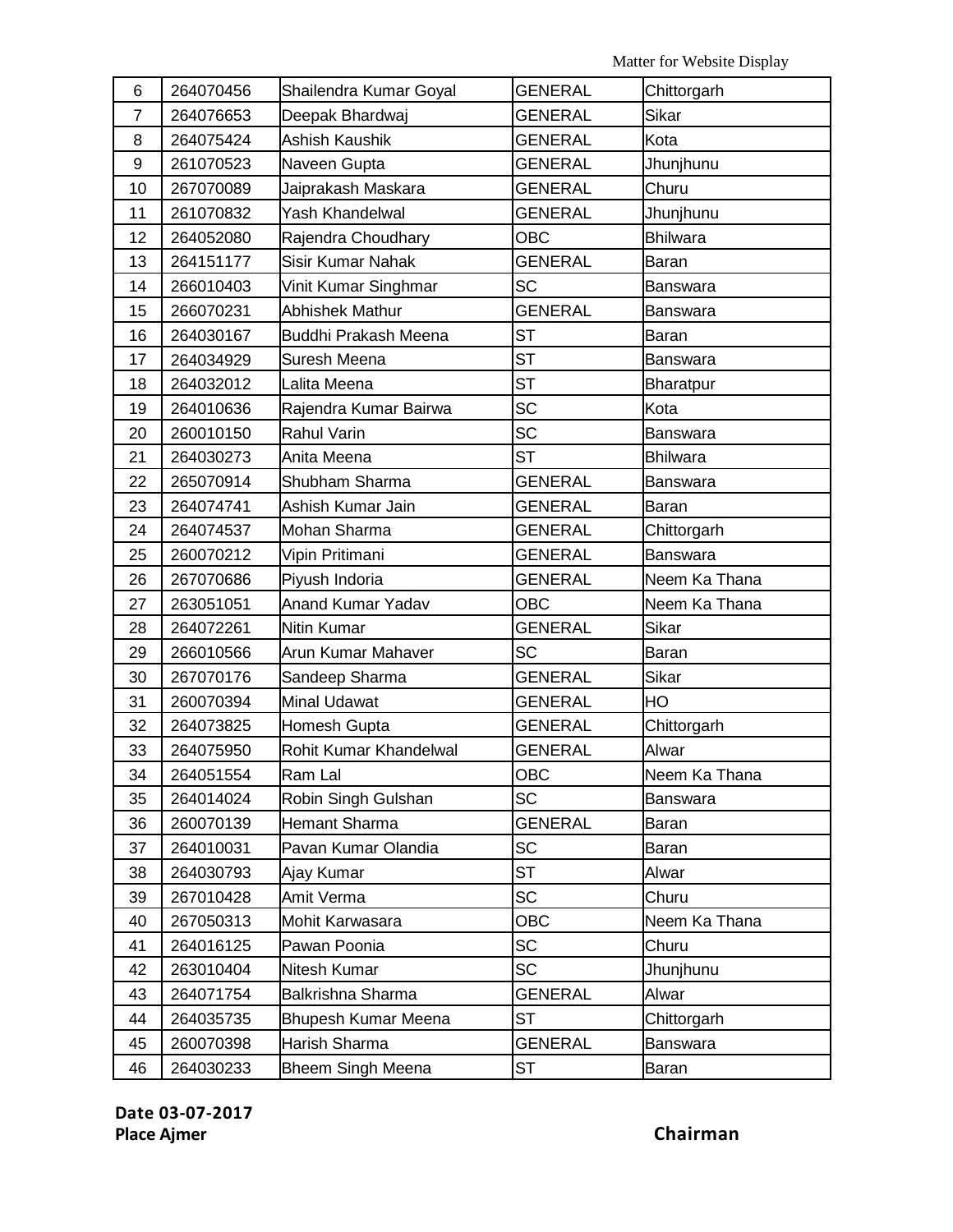Matter for Website Display

| | | | | |
|---|---|---|---|---|
| 6 | 264070456 | Shailendra Kumar Goyal | GENERAL | Chittorgarh |
| 7 | 264076653 | Deepak Bhardwaj | GENERAL | Sikar |
| 8 | 264075424 | Ashish Kaushik | GENERAL | Kota |
| 9 | 261070523 | Naveen Gupta | GENERAL | Jhunjhunu |
| 10 | 267070089 | Jaiprakash Maskara | GENERAL | Churu |
| 11 | 261070832 | Yash Khandelwal | GENERAL | Jhunjhunu |
| 12 | 264052080 | Rajendra Choudhary | OBC | Bhilwara |
| 13 | 264151177 | Sisir Kumar Nahak | GENERAL | Baran |
| 14 | 266010403 | Vinit Kumar Singhmar | SC | Banswara |
| 15 | 266070231 | Abhishek Mathur | GENERAL | Banswara |
| 16 | 264030167 | Buddhi Prakash Meena | ST | Baran |
| 17 | 264034929 | Suresh Meena | ST | Banswara |
| 18 | 264032012 | Lalita Meena | ST | Bharatpur |
| 19 | 264010636 | Rajendra Kumar Bairwa | SC | Kota |
| 20 | 260010150 | Rahul Varin | SC | Banswara |
| 21 | 264030273 | Anita Meena | ST | Bhilwara |
| 22 | 265070914 | Shubham Sharma | GENERAL | Banswara |
| 23 | 264074741 | Ashish Kumar Jain | GENERAL | Baran |
| 24 | 264074537 | Mohan Sharma | GENERAL | Chittorgarh |
| 25 | 260070212 | Vipin Pritimani | GENERAL | Banswara |
| 26 | 267070686 | Piyush Indoria | GENERAL | Neem Ka Thana |
| 27 | 263051051 | Anand Kumar Yadav | OBC | Neem Ka Thana |
| 28 | 264072261 | Nitin Kumar | GENERAL | Sikar |
| 29 | 266010566 | Arun Kumar Mahaver | SC | Baran |
| 30 | 267070176 | Sandeep Sharma | GENERAL | Sikar |
| 31 | 260070394 | Minal Udawat | GENERAL | HO |
| 32 | 264073825 | Homesh Gupta | GENERAL | Chittorgarh |
| 33 | 264075950 | Rohit Kumar Khandelwal | GENERAL | Alwar |
| 34 | 264051554 | Ram Lal | OBC | Neem Ka Thana |
| 35 | 264014024 | Robin Singh Gulshan | SC | Banswara |
| 36 | 260070139 | Hemant Sharma | GENERAL | Baran |
| 37 | 264010031 | Pavan Kumar Olandia | SC | Baran |
| 38 | 264030793 | Ajay Kumar | ST | Alwar |
| 39 | 267010428 | Amit Verma | SC | Churu |
| 40 | 267050313 | Mohit Karwasara | OBC | Neem Ka Thana |
| 41 | 264016125 | Pawan Poonia | SC | Churu |
| 42 | 263010404 | Nitesh Kumar | SC | Jhunjhunu |
| 43 | 264071754 | Balkrishna Sharma | GENERAL | Alwar |
| 44 | 264035735 | Bhupesh Kumar Meena | ST | Chittorgarh |
| 45 | 260070398 | Harish Sharma | GENERAL | Banswara |
| 46 | 264030233 | Bheem Singh Meena | ST | Baran |

**Date 03-07-2017**
**Place Ajmer**

**Chairman**